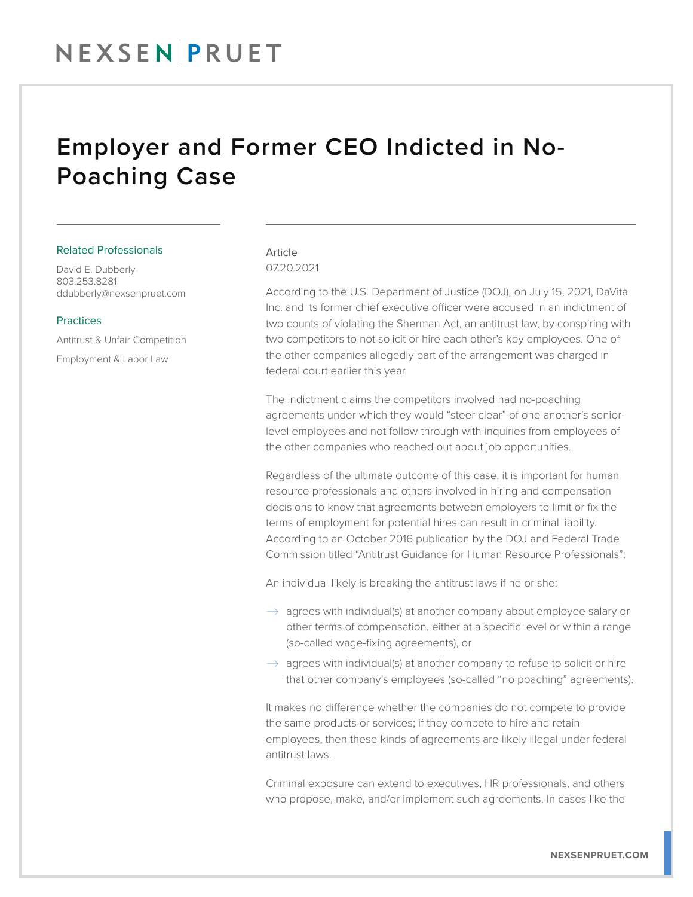# Employer and Former CEO Indicted in No-Poaching Case

Related Professionals

David E. Dubberly
803.253.8281
ddubberly@nexsenpruet.com

Practices

Antitrust & Unfair Competition

Employment & Labor Law

Article
07.20.2021

According to the U.S. Department of Justice (DOJ), on July 15, 2021, DaVita Inc. and its former chief executive officer were accused in an indictment of two counts of violating the Sherman Act, an antitrust law, by conspiring with two competitors to not solicit or hire each other's key employees. One of the other companies allegedly part of the arrangement was charged in federal court earlier this year.

The indictment claims the competitors involved had no-poaching agreements under which they would "steer clear" of one another's senior-level employees and not follow through with inquiries from employees of the other companies who reached out about job opportunities.

Regardless of the ultimate outcome of this case, it is important for human resource professionals and others involved in hiring and compensation decisions to know that agreements between employers to limit or fix the terms of employment for potential hires can result in criminal liability. According to an October 2016 publication by the DOJ and Federal Trade Commission titled "Antitrust Guidance for Human Resource Professionals":

An individual likely is breaking the antitrust laws if he or she:

- agrees with individual(s) at another company about employee salary or other terms of compensation, either at a specific level or within a range (so-called wage-fixing agreements), or
- agrees with individual(s) at another company to refuse to solicit or hire that other company's employees (so-called "no poaching" agreements).

It makes no difference whether the companies do not compete to provide the same products or services; if they compete to hire and retain employees, then these kinds of agreements are likely illegal under federal antitrust laws.

Criminal exposure can extend to executives, HR professionals, and others who propose, make, and/or implement such agreements. In cases like the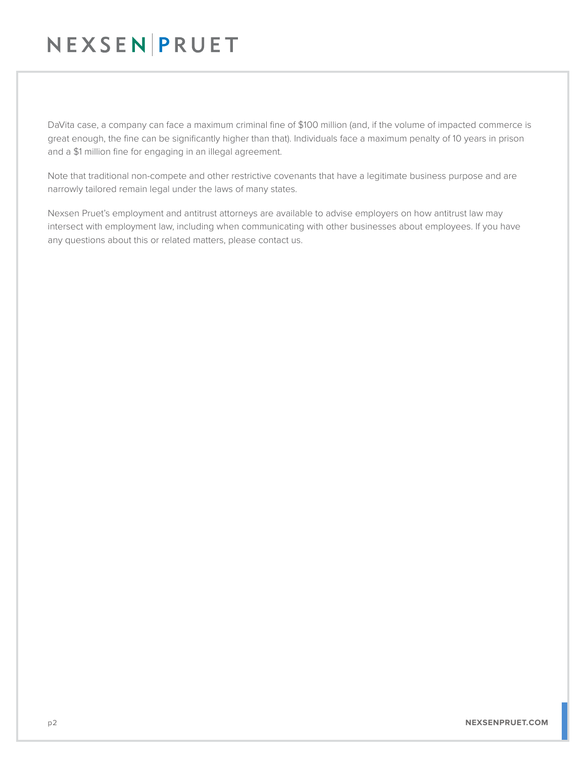DaVita case, a company can face a maximum criminal fine of $100 million (and, if the volume of impacted commerce is great enough, the fine can be significantly higher than that). Individuals face a maximum penalty of 10 years in prison and a $1 million fine for engaging in an illegal agreement.

Note that traditional non-compete and other restrictive covenants that have a legitimate business purpose and are narrowly tailored remain legal under the laws of many states.

Nexsen Pruet's employment and antitrust attorneys are available to advise employers on how antitrust law may intersect with employment law, including when communicating with other businesses about employees. If you have any questions about this or related matters, please contact us.